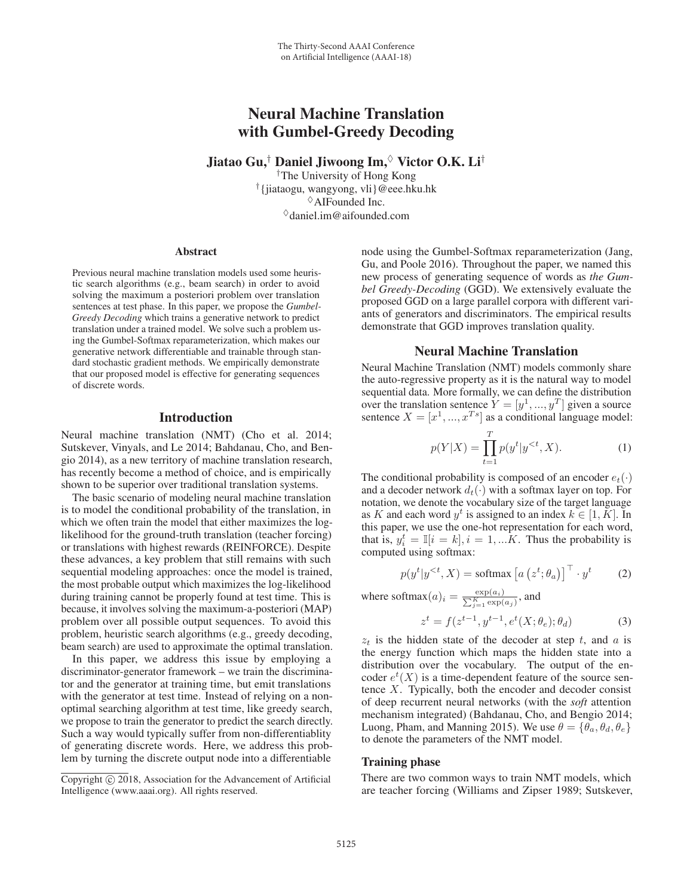# Neural Machine Translation with Gumbel-Greedy Decoding

**Jiatao Gu,[†] Daniel Jiwoong Im,[◊] Victor O.K. Li[†]**

[†]The University of Hong Kong
[†]{jiataogu, wangyong, vli}@eee.hku.hk
[◊]AIFounded Inc.
[◊]daniel.im@aifounded.com

## Abstract

Previous neural machine translation models used some heuristic search algorithms (e.g., beam search) in order to avoid solving the maximum a posteriori problem over translation sentences at test phase. In this paper, we propose the *Gumbel-Greedy Decoding* which trains a generative network to predict translation under a trained model. We solve such a problem using the Gumbel-Softmax reparameterization, which makes our generative network differentiable and trainable through standard stochastic gradient methods. We empirically demonstrate that our proposed model is effective for generating sequences of discrete words.

## Introduction

Neural machine translation (NMT) (Cho et al. 2014; Sutskever, Vinyals, and Le 2014; Bahdanau, Cho, and Bengio 2014), as a new territory of machine translation research, has recently become a method of choice, and is empirically shown to be superior over traditional translation systems.

The basic scenario of modeling neural machine translation is to model the conditional probability of the translation, in which we often train the model that either maximizes the log-likelihood for the ground-truth translation (teacher forcing) or translations with highest rewards (REINFORCE). Despite these advances, a key problem that still remains with such sequential modeling approaches: once the model is trained, the most probable output which maximizes the log-likelihood during training cannot be properly found at test time. This is because, it involves solving the maximum-a-posteriori (MAP) problem over all possible output sequences. To avoid this problem, heuristic search algorithms (e.g., greedy decoding, beam search) are used to approximate the optimal translation.

In this paper, we address this issue by employing a discriminator-generator framework – we train the discriminator and the generator at training time, but emit translations with the generator at test time. Instead of relying on a non-optimal searching algorithm at test time, like greedy search, we propose to train the generator to predict the search directly. Such a way would typically suffer from non-differentiablity of generating discrete words. Here, we address this problem by turning the discrete output node into a differentiable node using the Gumbel-Softmax reparameterization (Jang, Gu, and Poole 2016). Throughout the paper, we named this new process of generating sequence of words as *the Gumbel Greedy-Decoding* (GGD). We extensively evaluate the proposed GGD on a large parallel corpora with different variants of generators and discriminators. The empirical results demonstrate that GGD improves translation quality.

## Neural Machine Translation

Neural Machine Translation (NMT) models commonly share the auto-regressive property as it is the natural way to model sequential data. More formally, we can define the distribution over the translation sentence $Y = [y^1, ..., y^T]$ given a source sentence $X = [x^1, ..., x^{Ts}]$ as a conditional language model:

$$p(Y|X) = \prod_{t=1}^{T} p(y^t|y^{<t}, X). \tag{1}$$

The conditional probability is composed of an encoder $e_t(\cdot)$ and a decoder network $d_t(\cdot)$ with a softmax layer on top. For notation, we denote the vocabulary size of the target language as $K$ and each word $y^t$ is assigned to an index $k \in [1, K]$. In this paper, we use the one-hot representation for each word, that is, $y_i^t = \mathbb{I}[i = k], i = 1, ...K$. Thus the probability is computed using softmax:

$$p(y^t|y^{<t}, X) = \text{softmax}\left[a\left(z^t; \theta_a\right)\right]^\top \cdot y^t \tag{2}$$

where $\text{softmax}(a)_i = \frac{\exp(a_i)}{\sum_{j=1}^{K}\exp(a_j)}$, and

$$z^t = f(z^{t-1}, y^{t-1}, e^t(X; \theta_e); \theta_d) \tag{3}$$

$z_t$ is the hidden state of the decoder at step $t$, and $a$ is the energy function which maps the hidden state into a distribution over the vocabulary. The output of the encoder $e^t(X)$ is a time-dependent feature of the source sentence $X$. Typically, both the encoder and decoder consist of deep recurrent neural networks (with the *soft* attention mechanism integrated) (Bahdanau, Cho, and Bengio 2014; Luong, Pham, and Manning 2015). We use $\theta = \{\theta_a, \theta_d, \theta_e\}$ to denote the parameters of the NMT model.

### Training phase

There are two common ways to train NMT models, which are teacher forcing (Williams and Zipser 1989; Sutskever,

Copyright © 2018, Association for the Advancement of Artificial Intelligence (www.aaai.org). All rights reserved.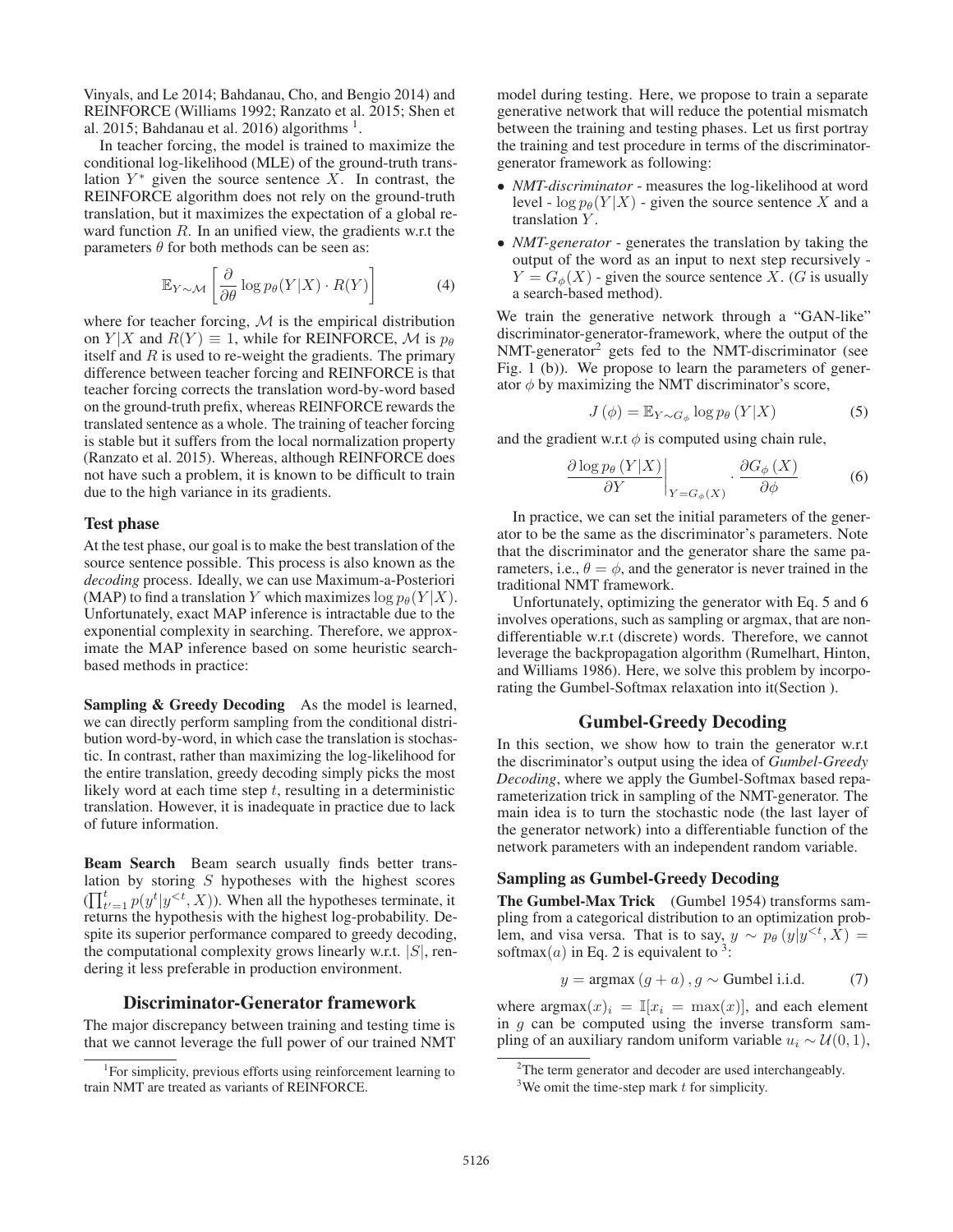Vinyals, and Le 2014; Bahdanau, Cho, and Bengio 2014) and REINFORCE (Williams 1992; Ranzato et al. 2015; Shen et al. 2015; Bahdanau et al. 2016) algorithms [1].

In teacher forcing, the model is trained to maximize the conditional log-likelihood (MLE) of the ground-truth translation $Y^*$ given the source sentence $X$. In contrast, the REINFORCE algorithm does not rely on the ground-truth translation, but it maximizes the expectation of a global reward function $R$. In an unified view, the gradients w.r.t the parameters $\theta$ for both methods can be seen as:

$$\mathbb{E}_{Y \sim \mathcal{M}} \left[ \frac{\partial}{\partial \theta} \log p_\theta(Y|X) \cdot R(Y) \right] \tag{4}$$

where for teacher forcing, $\mathcal{M}$ is the empirical distribution on $Y|X$ and $R(Y) \equiv 1$, while for REINFORCE, $\mathcal{M}$ is $p_\theta$ itself and $R$ is used to re-weight the gradients. The primary difference between teacher forcing and REINFORCE is that teacher forcing corrects the translation word-by-word based on the ground-truth prefix, whereas REINFORCE rewards the translated sentence as a whole. The training of teacher forcing is stable but it suffers from the local normalization property (Ranzato et al. 2015). Whereas, although REINFORCE does not have such a problem, it is known to be difficult to train due to the high variance in its gradients.

### Test phase

At the test phase, our goal is to make the best translation of the source sentence possible. This process is also known as the *decoding* process. Ideally, we can use Maximum-a-Posteriori (MAP) to find a translation $Y$ which maximizes $\log p_\theta(Y|X)$. Unfortunately, exact MAP inference is intractable due to the exponential complexity in searching. Therefore, we approximate the MAP inference based on some heuristic search-based methods in practice:

**Sampling & Greedy Decoding** As the model is learned, we can directly perform sampling from the conditional distribution word-by-word, in which case the translation is stochastic. In contrast, rather than maximizing the log-likelihood for the entire translation, greedy decoding simply picks the most likely word at each time step $t$, resulting in a deterministic translation. However, it is inadequate in practice due to lack of future information.

**Beam Search** Beam search usually finds better translation by storing $S$ hypotheses with the highest scores ($\prod_{t'=1}^{t} p(y^t|y^{<t}, X)$). When all the hypotheses terminate, it returns the hypothesis with the highest log-probability. Despite its superior performance compared to greedy decoding, the computational complexity grows linearly w.r.t. $|S|$, rendering it less preferable in production environment.

## Discriminator-Generator framework

The major discrepancy between training and testing time is that we cannot leverage the full power of our trained NMT model during testing. Here, we propose to train a separate generative network that will reduce the potential mismatch between the training and testing phases. Let us first portray the training and test procedure in terms of the discriminator-generator framework as following:

- *NMT-discriminator* - measures the log-likelihood at word level - $\log p_\theta(Y|X)$ - given the source sentence $X$ and a translation $Y$.
- *NMT-generator* - generates the translation by taking the output of the word as an input to next step recursively - $Y = G_\phi(X)$ - given the source sentence $X$. ($G$ is usually a search-based method).

We train the generative network through a "GAN-like" discriminator-generator-framework, where the output of the NMT-generator[2] gets fed to the NMT-discriminator (see Fig. 1 (b)). We propose to learn the parameters of generator $\phi$ by maximizing the NMT discriminator's score,

$$J(\phi) = \mathbb{E}_{Y \sim G_\phi} \log p_\theta(Y|X) \tag{5}$$

and the gradient w.r.t $\phi$ is computed using chain rule,

$$\left.\frac{\partial \log p_\theta(Y|X)}{\partial Y}\right|_{Y=G_\phi(X)} \cdot \frac{\partial G_\phi(X)}{\partial \phi} \tag{6}$$

In practice, we can set the initial parameters of the generator to be the same as the discriminator's parameters. Note that the discriminator and the generator share the same parameters, i.e., $\theta = \phi$, and the generator is never trained in the traditional NMT framework.

Unfortunately, optimizing the generator with Eq. 5 and 6 involves operations, such as sampling or argmax, that are non-differentiable w.r.t (discrete) words. Therefore, we cannot leverage the backpropagation algorithm (Rumelhart, Hinton, and Williams 1986). Here, we solve this problem by incorporating the Gumbel-Softmax relaxation into it(Section ).

## Gumbel-Greedy Decoding

In this section, we show how to train the generator w.r.t the discriminator's output using the idea of *Gumbel-Greedy Decoding*, where we apply the Gumbel-Softmax based reparameterization trick in sampling of the NMT-generator. The main idea is to turn the stochastic node (the last layer of the generator network) into a differentiable function of the network parameters with an independent random variable.

### Sampling as Gumbel-Greedy Decoding

**The Gumbel-Max Trick** (Gumbel 1954) transforms sampling from a categorical distribution to an optimization problem, and visa versa. That is to say, $y \sim p_\theta(y|y^{<t}, X) = \text{softmax}(a)$ in Eq. 2 is equivalent to [3]:

$$y = \text{argmax}(g + a), g \sim \text{Gumbel i.i.d.} \tag{7}$$

where $\text{argmax}(x)_i = \mathbb{I}[x_i = \max(x)]$, and each element in $g$ can be computed using the inverse transform sampling of an auxiliary random uniform variable $u_i \sim \mathcal{U}(0, 1)$,

[1] For simplicity, previous efforts using reinforcement learning to train NMT are treated as variants of REINFORCE.

[2] The term generator and decoder are used interchangeably.

[3] We omit the time-step mark $t$ for simplicity.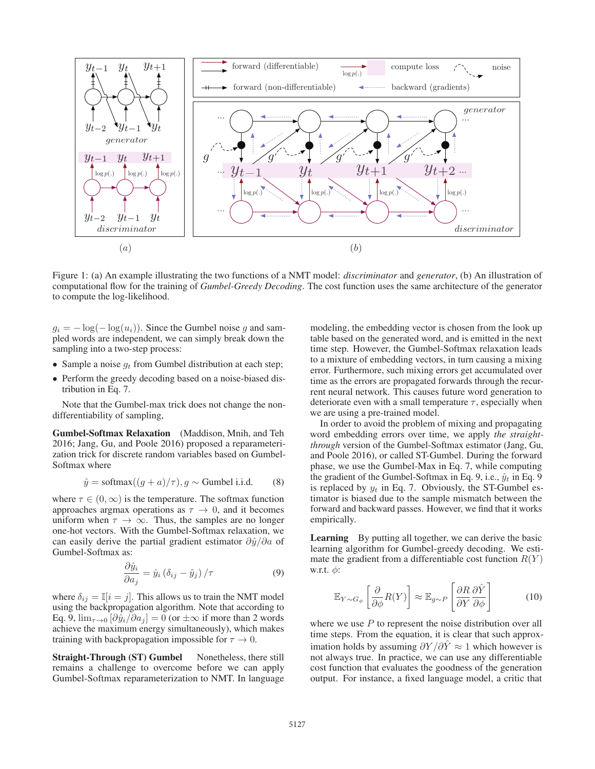Figure 1: (a) An example illustrating the two functions of a NMT model: *discriminator* and *generator*, (b) An illustration of computational flow for the training of *Gumbel-Greedy Decoding*. The cost function uses the same architecture of the generator to compute the log-likelihood.

$g_i = -\log(-\log(u_i))$. Since the Gumbel noise $g$ and sampled words are independent, we can simply break down the sampling into a two-step process:

- Sample a noise $g_t$ from Gumbel distribution at each step;
- Perform the greedy decoding based on a noise-biased distribution in Eq. 7.

Note that the Gumbel-max trick does not change the non-differentiability of sampling,

**Gumbel-Softmax Relaxation** (Maddison, Mnih, and Teh 2016; Jang, Gu, and Poole 2016) proposed a reparameterization trick for discrete random variables based on Gumbel-Softmax where

$$\hat{y} = \text{softmax}((g + a)/\tau), g \sim \text{Gumbel i.i.d.} \tag{8}$$

where $\tau \in (0, \infty)$ is the temperature. The softmax function approaches argmax operations as $\tau \to 0$, and it becomes uniform when $\tau \to \infty$. Thus, the samples are no longer one-hot vectors. With the Gumbel-Softmax relaxation, we can easily derive the partial gradient estimator $\partial \hat{y}/\partial a$ of Gumbel-Softmax as:

$$\frac{\partial \hat{y}_i}{\partial a_j} = \hat{y}_i \left(\delta_{ij} - \hat{y}_j\right)/\tau \tag{9}$$

where $\delta_{ij} = \mathbb{I}[i = j]$. This allows us to train the NMT model using the backpropagation algorithm. Note that according to Eq. 9, $\lim_{\tau \to 0} \left[\partial \hat{y}_i / \partial a_j\right] = 0$ (or $\pm\infty$ if more than 2 words achieve the maximum energy simultaneously), which makes training with backpropagation impossible for $\tau \to 0$.

**Straight-Through (ST) Gumbel** Nonetheless, there still remains a challenge to overcome before we can apply Gumbel-Softmax reparameterization to NMT. In language modeling, the embedding vector is chosen from the look up table based on the generated word, and is emitted in the next time step. However, the Gumbel-Softmax relaxation leads to a mixture of embedding vectors, in turn causing a mixing error. Furthermore, such mixing errors get accumulated over time as the errors are propagated forwards through the recurrent neural network. This causes future word generation to deteriorate even with a small temperature $\tau$, especially when we are using a pre-trained model.

In order to avoid the problem of mixing and propagating word embedding errors over time, we apply *the straight-through* version of the Gumbel-Softmax estimator (Jang, Gu, and Poole 2016), or called ST-Gumbel. During the forward phase, we use the Gumbel-Max in Eq. 7, while computing the gradient of the Gumbel-Softmax in Eq. 9, i.e., $\hat{y}_t$ in Eq. 9 is replaced by $y_t$ in Eq. 7. Obviously, the ST-Gumbel estimator is biased due to the sample mismatch between the forward and backward passes. However, we find that it works empirically.

**Learning** By putting all together, we can derive the basic learning algorithm for Gumbel-greedy decoding. We estimate the gradient from a differentiable cost function $R(Y)$ w.r.t. $\phi$:

$$\mathbb{E}_{Y \sim G_\phi}\left[\frac{\partial}{\partial \phi} R(Y)\right] \approx \mathbb{E}_{g \sim P}\left[\frac{\partial R}{\partial Y}\frac{\partial \hat{Y}}{\partial \phi}\right] \tag{10}$$

where we use $P$ to represent the noise distribution over all time steps. From the equation, it is clear that such approximation holds by assuming $\partial Y/\partial \hat{Y} \approx 1$ which however is not always true. In practice, we can use any differentiable cost function that evaluates the goodness of the generation output. For instance, a fixed language model, a critic that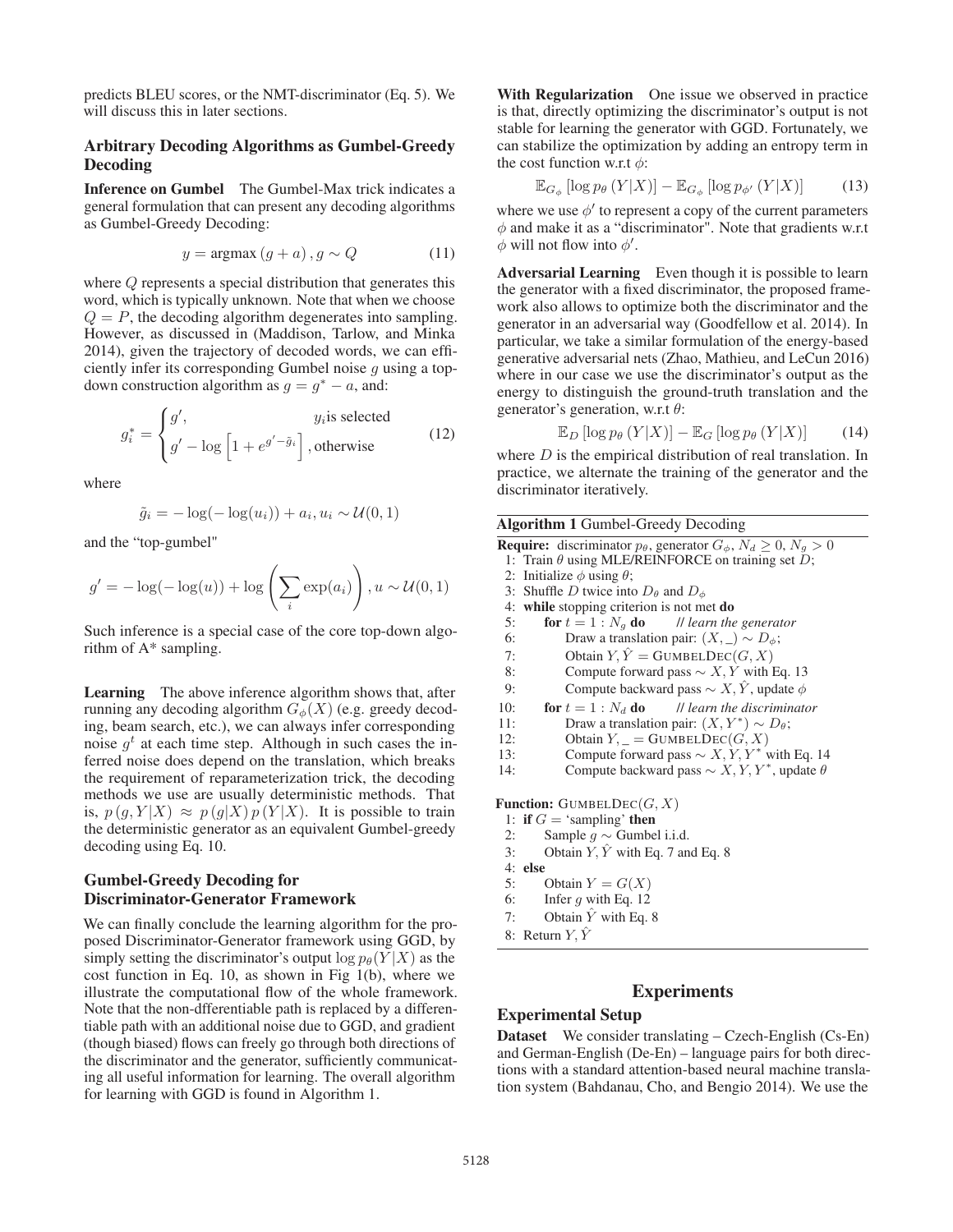predicts BLEU scores, or the NMT-discriminator (Eq. 5). We will discuss this in later sections.

## Arbitrary Decoding Algorithms as Gumbel-Greedy Decoding

**Inference on Gumbel** The Gumbel-Max trick indicates a general formulation that can present any decoding algorithms as Gumbel-Greedy Decoding:

$$y = \text{argmax}\,(g + a)\,, g \sim Q \tag{11}$$

where $Q$ represents a special distribution that generates this word, which is typically unknown. Note that when we choose $Q = P$, the decoding algorithm degenerates into sampling. However, as discussed in (Maddison, Tarlow, and Minka 2014), given the trajectory of decoded words, we can efficiently infer its corresponding Gumbel noise $g$ using a top-down construction algorithm as $g = g^* - a$, and:

$$g_i^* = \begin{cases} g', & y_i \text{is selected} \\ g' - \log\left[1 + e^{g' - \tilde{g}_i}\right], & \text{otherwise} \end{cases} \tag{12}$$

where

$$\tilde{g}_i = -\log(-\log(u_i)) + a_i, u_i \sim \mathcal{U}(0, 1)$$

and the "top-gumbel"

$$g' = -\log(-\log(u)) + \log\left(\sum_i \exp(a_i)\right), u \sim \mathcal{U}(0, 1)$$

Such inference is a special case of the core top-down algorithm of A* sampling.

**Learning** The above inference algorithm shows that, after running any decoding algorithm $G_\phi(X)$ (e.g. greedy decoding, beam search, etc.), we can always infer corresponding noise $g^t$ at each time step. Although in such cases the inferred noise does depend on the translation, which breaks the requirement of reparameterization trick, the decoding methods we use are usually deterministic methods. That is, $p\,(g, Y|X) \approx p\,(g|X)\,p\,(Y|X)$. It is possible to train the deterministic generator as an equivalent Gumbel-greedy decoding using Eq. 10.

## Gumbel-Greedy Decoding for Discriminator-Generator Framework

We can finally conclude the learning algorithm for the proposed Discriminator-Generator framework using GGD, by simply setting the discriminator's output $\log p_\theta(Y|X)$ as the cost function in Eq. 10, as shown in Fig 1(b), where we illustrate the computational flow of the whole framework. Note that the non-dfferentiable path is replaced by a differentiable path with an additional noise due to GGD, and gradient (though biased) flows can freely go through both directions of the discriminator and the generator, sufficiently communicating all useful information for learning. The overall algorithm for learning with GGD is found in Algorithm 1.

**With Regularization** One issue we observed in practice is that, directly optimizing the discriminator's output is not stable for learning the generator with GGD. Fortunately, we can stabilize the optimization by adding an entropy term in the cost function w.r.t $\phi$:

$$\mathbb{E}_{G_\phi}\left[\log p_\theta\left(Y|X\right)\right] - \mathbb{E}_{G_\phi}\left[\log p_{\phi'}\left(Y|X\right)\right] \tag{13}$$

where we use $\phi'$ to represent a copy of the current parameters $\phi$ and make it as a "discriminator". Note that gradients w.r.t $\phi$ will not flow into $\phi'$.

**Adversarial Learning** Even though it is possible to learn the generator with a fixed discriminator, the proposed framework also allows to optimize both the discriminator and the generator in an adversarial way (Goodfellow et al. 2014). In particular, we take a similar formulation of the energy-based generative adversarial nets (Zhao, Mathieu, and LeCun 2016) where in our case we use the discriminator's output as the energy to distinguish the ground-truth translation and the generator's generation, w.r.t $\theta$:

$$\mathbb{E}_D\left[\log p_\theta\left(Y|X\right)\right] - \mathbb{E}_G\left[\log p_\theta\left(Y|X\right)\right] \tag{14}$$

where $D$ is the empirical distribution of real translation. In practice, we alternate the training of the generator and the discriminator iteratively.

**Algorithm 1** Gumbel-Greedy Decoding

```
Require: discriminator p_θ, generator G_φ, N_d ≥ 0, N_g > 0
 1: Train θ using MLE/REINFORCE on training set D;
 2: Initialize φ using θ;
 3: Shuffle D twice into D_θ and D_φ
 4: while stopping criterion is not met do
 5:     for t = 1 : N_g do        // learn the generator
 6:         Draw a translation pair: (X, _) ~ D_φ;
 7:         Obtain Y, Ŷ = GUMBELDEC(G, X)
 8:         Compute forward pass ~ X, Y with Eq. 13
 9:         Compute backward pass ~ X, Ŷ, update φ
10:     for t = 1 : N_d do        // learn the discriminator
11:         Draw a translation pair: (X, Y*) ~ D_θ;
12:         Obtain Y, _ = GUMBELDEC(G, X)
13:         Compute forward pass ~ X, Y, Y* with Eq. 14
14:         Compute backward pass ~ X, Y, Y*, update θ

Function: GUMBELDEC(G, X)
 1: if G = 'sampling' then
 2:     Sample g ~ Gumbel i.i.d.
 3:     Obtain Y, Ŷ with Eq. 7 and Eq. 8
 4: else
 5:     Obtain Y = G(X)
 6:     Infer g with Eq. 12
 7:     Obtain Ŷ with Eq. 8
 8: Return Y, Ŷ
```

# Experiments

## Experimental Setup

**Dataset** We consider translating – Czech-English (Cs-En) and German-English (De-En) – language pairs for both directions with a standard attention-based neural machine translation system (Bahdanau, Cho, and Bengio 2014). We use the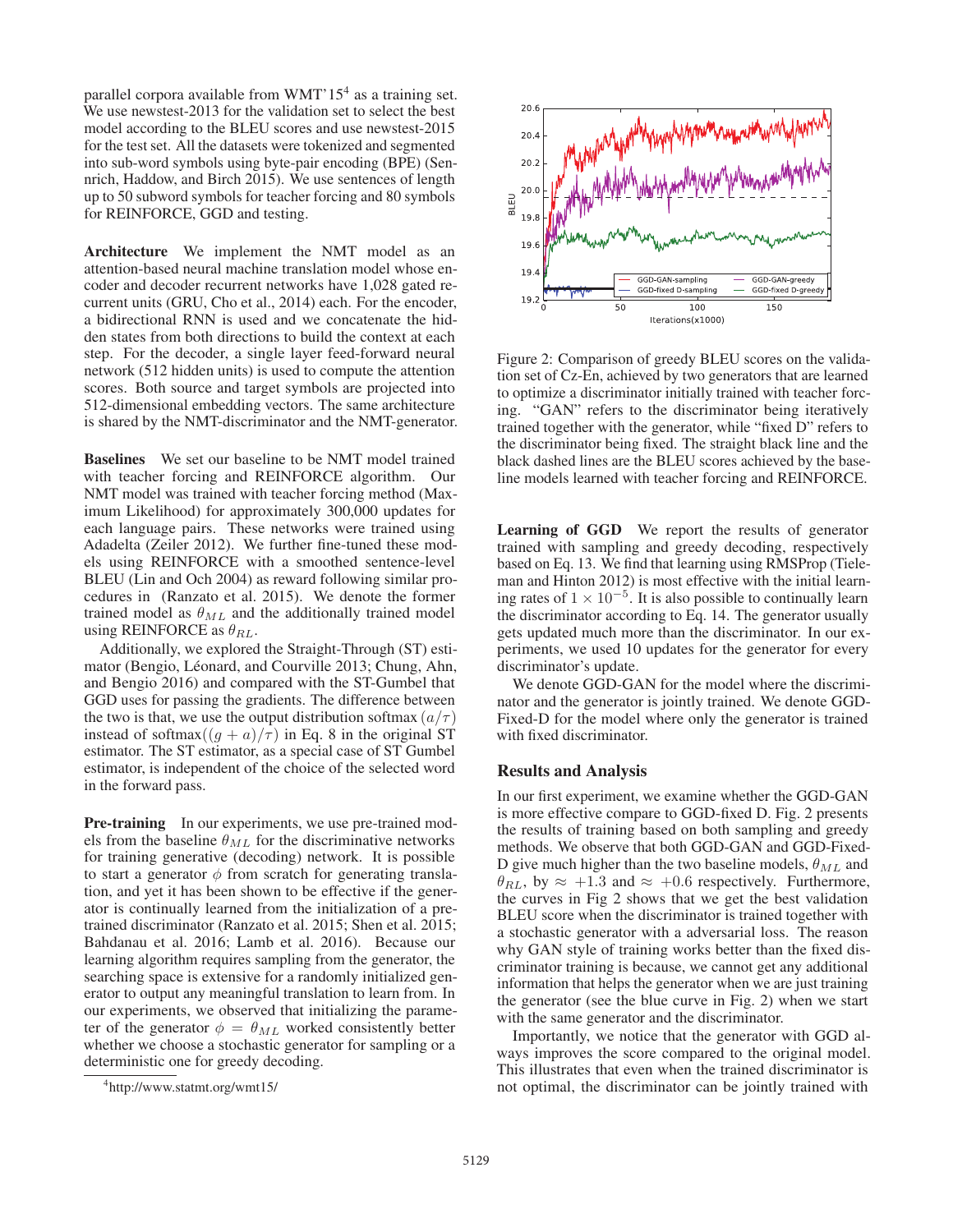parallel corpora available from WMT'15[4] as a training set. We use newstest-2013 for the validation set to select the best model according to the BLEU scores and use newstest-2015 for the test set. All the datasets were tokenized and segmented into sub-word symbols using byte-pair encoding (BPE) (Sennrich, Haddow, and Birch 2015). We use sentences of length up to 50 subword symbols for teacher forcing and 80 symbols for REINFORCE, GGD and testing.

**Architecture** We implement the NMT model as an attention-based neural machine translation model whose encoder and decoder recurrent networks have 1,028 gated recurrent units (GRU, Cho et al., 2014) each. For the encoder, a bidirectional RNN is used and we concatenate the hidden states from both directions to build the context at each step. For the decoder, a single layer feed-forward neural network (512 hidden units) is used to compute the attention scores. Both source and target symbols are projected into 512-dimensional embedding vectors. The same architecture is shared by the NMT-discriminator and the NMT-generator.

**Baselines** We set our baseline to be NMT model trained with teacher forcing and REINFORCE algorithm. Our NMT model was trained with teacher forcing method (Maximum Likelihood) for approximately 300,000 updates for each language pairs. These networks were trained using Adadelta (Zeiler 2012). We further fine-tuned these models using REINFORCE with a smoothed sentence-level BLEU (Lin and Och 2004) as reward following similar procedures in (Ranzato et al. 2015). We denote the former trained model as $\theta_{ML}$ and the additionally trained model using REINFORCE as $\theta_{RL}$.

Additionally, we explored the Straight-Through (ST) estimator (Bengio, Léonard, and Courville 2013; Chung, Ahn, and Bengio 2016) and compared with the ST-Gumbel that GGD uses for passing the gradients. The difference between the two is that, we use the output distribution softmax $(a/\tau)$ instead of softmax$((g + a)/\tau)$ in Eq. 8 in the original ST estimator. The ST estimator, as a special case of ST Gumbel estimator, is independent of the choice of the selected word in the forward pass.

**Pre-training** In our experiments, we use pre-trained models from the baseline $\theta_{ML}$ for the discriminative networks for training generative (decoding) network. It is possible to start a generator $\phi$ from scratch for generating translation, and yet it has been shown to be effective if the generator is continually learned from the initialization of a pre-trained discriminator (Ranzato et al. 2015; Shen et al. 2015; Bahdanau et al. 2016; Lamb et al. 2016). Because our learning algorithm requires sampling from the generator, the searching space is extensive for a randomly initialized generator to output any meaningful translation to learn from. In our experiments, we observed that initializing the parameter of the generator $\phi = \theta_{ML}$ worked consistently better whether we choose a stochastic generator for sampling or a deterministic one for greedy decoding.

[4] http://www.statmt.org/wmt15/

Figure 2: Comparison of greedy BLEU scores on the validation set of Cz-En, achieved by two generators that are learned to optimize a discriminator initially trained with teacher forcing. "GAN" refers to the discriminator being iteratively trained together with the generator, while "fixed D" refers to the discriminator being fixed. The straight black line and the black dashed lines are the BLEU scores achieved by the baseline models learned with teacher forcing and REINFORCE.

**Learning of GGD** We report the results of generator trained with sampling and greedy decoding, respectively based on Eq. 13. We find that learning using RMSProp (Tieleman and Hinton 2012) is most effective with the initial learning rates of $1 \times 10^{-5}$. It is also possible to continually learn the discriminator according to Eq. 14. The generator usually gets updated much more than the discriminator. In our experiments, we used 10 updates for the generator for every discriminator's update.

We denote GGD-GAN for the model where the discriminator and the generator is jointly trained. We denote GGD-Fixed-D for the model where only the generator is trained with fixed discriminator.

## Results and Analysis

In our first experiment, we examine whether the GGD-GAN is more effective compare to GGD-fixed D. Fig. 2 presents the results of training based on both sampling and greedy methods. We observe that both GGD-GAN and GGD-Fixed-D give much higher than the two baseline models, $\theta_{ML}$ and $\theta_{RL}$, by $\approx +1.3$ and $\approx +0.6$ respectively. Furthermore, the curves in Fig 2 shows that we get the best validation BLEU score when the discriminator is trained together with a stochastic generator with a adversarial loss. The reason why GAN style of training works better than the fixed discriminator training is because, we cannot get any additional information that helps the generator when we are just training the generator (see the blue curve in Fig. 2) when we start with the same generator and the discriminator.

Importantly, we notice that the generator with GGD always improves the score compared to the original model. This illustrates that even when the trained discriminator is not optimal, the discriminator can be jointly trained with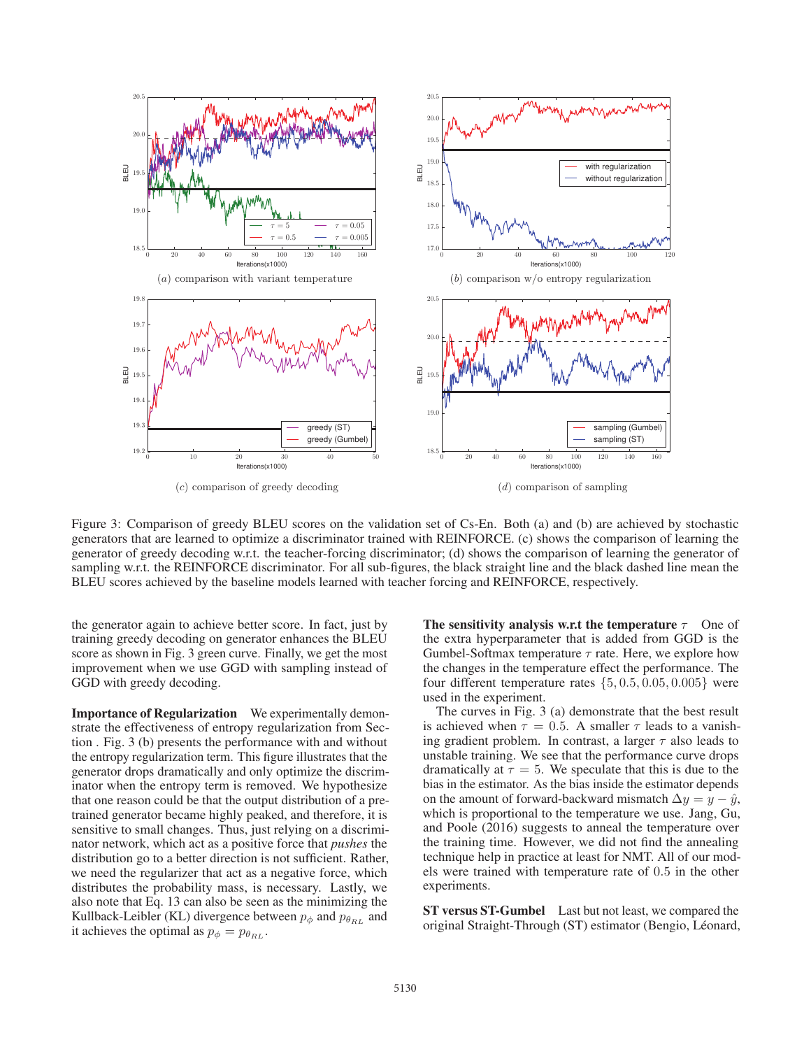Figure 3: Comparison of greedy BLEU scores on the validation set of Cs-En. Both (a) and (b) are achieved by stochastic generators that are learned to optimize a discriminator trained with REINFORCE. (c) shows the comparison of learning the generator of greedy decoding w.r.t. the teacher-forcing discriminator; (d) shows the comparison of learning the generator of sampling w.r.t. the REINFORCE discriminator. For all sub-figures, the black straight line and the black dashed line mean the BLEU scores achieved by the baseline models learned with teacher forcing and REINFORCE, respectively.

(a) comparison with variant temperature

(b) comparison w/o entropy regularization

(c) comparison of greedy decoding

(d) comparison of sampling

the generator again to achieve better score. In fact, just by training greedy decoding on generator enhances the BLEU score as shown in Fig. 3 green curve. Finally, we get the most improvement when we use GGD with sampling instead of GGD with greedy decoding.

**Importance of Regularization** We experimentally demonstrate the effectiveness of entropy regularization from Section . Fig. 3 (b) presents the performance with and without the entropy regularization term. This figure illustrates that the generator drops dramatically and only optimize the discriminator when the entropy term is removed. We hypothesize that one reason could be that the output distribution of a pre-trained generator became highly peaked, and therefore, it is sensitive to small changes. Thus, just relying on a discriminator network, which act as a positive force that *pushes* the distribution go to a better direction is not sufficient. Rather, we need the regularizer that act as a negative force, which distributes the probability mass, is necessary. Lastly, we also note that Eq. 13 can also be seen as the minimizing the Kullback-Leibler (KL) divergence between $p_\phi$ and $p_{\theta_{RL}}$ and it achieves the optimal as $p_\phi = p_{\theta_{RL}}$.

**The sensitivity analysis w.r.t the temperature $\tau$** One of the extra hyperparameter that is added from GGD is the Gumbel-Softmax temperature $\tau$ rate. Here, we explore how the changes in the temperature effect the performance. The four different temperature rates $\{5, 0.5, 0.05, 0.005\}$ were used in the experiment.

The curves in Fig. 3 (a) demonstrate that the best result is achieved when $\tau = 0.5$. A smaller $\tau$ leads to a vanishing gradient problem. In contrast, a larger $\tau$ also leads to unstable training. We see that the performance curve drops dramatically at $\tau = 5$. We speculate that this is due to the bias in the estimator. As the bias inside the estimator depends on the amount of forward-backward mismatch $\Delta y = y - \hat{y}$, which is proportional to the temperature we use. Jang, Gu, and Poole (2016) suggests to anneal the temperature over the training time. However, we did not find the annealing technique help in practice at least for NMT. All of our models were trained with temperature rate of $0.5$ in the other experiments.

**ST versus ST-Gumbel** Last but not least, we compared the original Straight-Through (ST) estimator (Bengio, Léonard,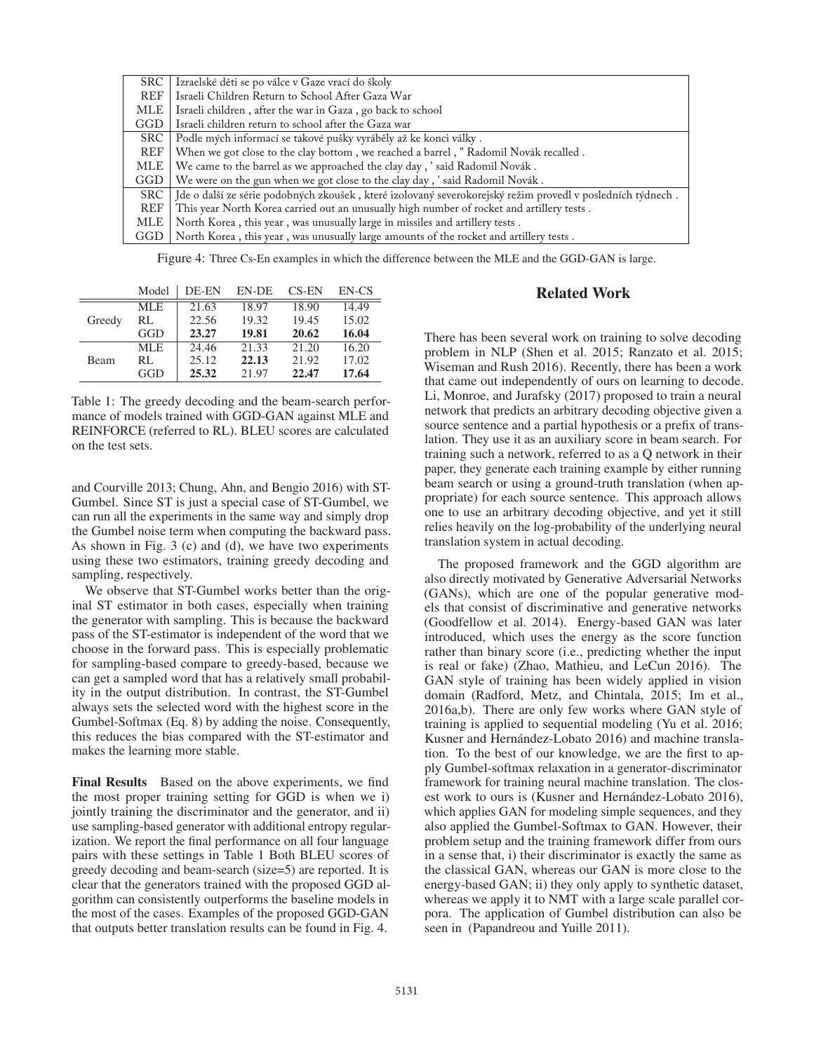| | |
|---|---|
| SRC | Izraelské děti se po válce v Gaze vrací do školy |
| REF | Israeli Children Return to School After Gaza War |
| MLE | Israeli children , after the war in Gaza , go back to school |
| GGD | Israeli children return to school after the Gaza war |
| SRC | Podle mých informací se takové pušky vyráběly až ke konci války . |
| REF | When we got close to the clay bottom , we reached a barrel , " Radomil Novák recalled . |
| MLE | We came to the barrel as we approached the clay day , ' said Radomil Novák . |
| GGD | We were on the gun when we got close to the clay day , ' said Radomil Novák . |
| SRC | Jde o další ze série podobných zkoušek , které izolovaný severokorejský režim provedl v posledních týdnech . |
| REF | This year North Korea carried out an unusually high number of rocket and artillery tests . |
| MLE | North Korea , this year , was unusually large in missiles and artillery tests . |
| GGD | North Korea , this year , was unusually large amounts of the rocket and artillery tests . |

Figure 4: Three Cs-En examples in which the difference between the MLE and the GGD-GAN is large.

| | Model | DE-EN | EN-DE | CS-EN | EN-CS |
|---|---|---|---|---|---|
| Greedy | MLE | 21.63 | 18.97 | 18.90 | 14.49 |
| | RL | 22.56 | 19.32 | 19.45 | 15.02 |
| | GGD | **23.27** | **19.81** | **20.62** | **16.04** |
| Beam | MLE | 24.46 | 21.33 | 21.20 | 16.20 |
| | RL | 25.12 | **22.13** | 21.92 | 17.02 |
| | GGD | **25.32** | 21.97 | **22.47** | **17.64** |

Table 1: The greedy decoding and the beam-search performance of models trained with GGD-GAN against MLE and REINFORCE (referred to RL). BLEU scores are calculated on the test sets.

and Courville 2013; Chung, Ahn, and Bengio 2016) with ST-Gumbel. Since ST is just a special case of ST-Gumbel, we can run all the experiments in the same way and simply drop the Gumbel noise term when computing the backward pass. As shown in Fig. 3 (c) and (d), we have two experiments using these two estimators, training greedy decoding and sampling, respectively.

We observe that ST-Gumbel works better than the original ST estimator in both cases, especially when training the generator with sampling. This is because the backward pass of the ST-estimator is independent of the word that we choose in the forward pass. This is especially problematic for sampling-based compare to greedy-based, because we can get a sampled word that has a relatively small probability in the output distribution. In contrast, the ST-Gumbel always sets the selected word with the highest score in the Gumbel-Softmax (Eq. 8) by adding the noise. Consequently, this reduces the bias compared with the ST-estimator and makes the learning more stable.

**Final Results** Based on the above experiments, we find the most proper training setting for GGD is when we i) jointly training the discriminator and the generator, and ii) use sampling-based generator with additional entropy regularization. We report the final performance on all four language pairs with these settings in Table 1 Both BLEU scores of greedy decoding and beam-search (size=5) are reported. It is clear that the generators trained with the proposed GGD algorithm can consistently outperforms the baseline models in the most of the cases. Examples of the proposed GGD-GAN that outputs better translation results can be found in Fig. 4.

## Related Work

There has been several work on training to solve decoding problem in NLP (Shen et al. 2015; Ranzato et al. 2015; Wiseman and Rush 2016). Recently, there has been a work that came out independently of ours on learning to decode. Li, Monroe, and Jurafsky (2017) proposed to train a neural network that predicts an arbitrary decoding objective given a source sentence and a partial hypothesis or a prefix of translation. They use it as an auxiliary score in beam search. For training such a network, referred to as a Q network in their paper, they generate each training example by either running beam search or using a ground-truth translation (when appropriate) for each source sentence. This approach allows one to use an arbitrary decoding objective, and yet it still relies heavily on the log-probability of the underlying neural translation system in actual decoding.

The proposed framework and the GGD algorithm are also directly motivated by Generative Adversarial Networks (GANs), which are one of the popular generative models that consist of discriminative and generative networks (Goodfellow et al. 2014). Energy-based GAN was later introduced, which uses the energy as the score function rather than binary score (i.e., predicting whether the input is real or fake) (Zhao, Mathieu, and LeCun 2016). The GAN style of training has been widely applied in vision domain (Radford, Metz, and Chintala, 2015; Im et al., 2016a,b). There are only few works where GAN style of training is applied to sequential modeling (Yu et al. 2016; Kusner and Hernández-Lobato 2016) and machine translation. To the best of our knowledge, we are the first to apply Gumbel-softmax relaxation in a generator-discriminator framework for training neural machine translation. The closest work to ours is (Kusner and Hernández-Lobato 2016), which apply GAN for modeling simple sequences, and they also applied the Gumbel-Softmax to GAN. However, their problem setup and the training framework differ from ours in a sense that, i) their discriminator is exactly the same as the classical GAN, whereas our GAN is more close to the energy-based GAN; ii) they only apply to synthetic dataset, whereas we apply it to NMT with a large scale parallel corpora. The application of Gumbel distribution can also be seen in (Papandreou and Yuille 2011).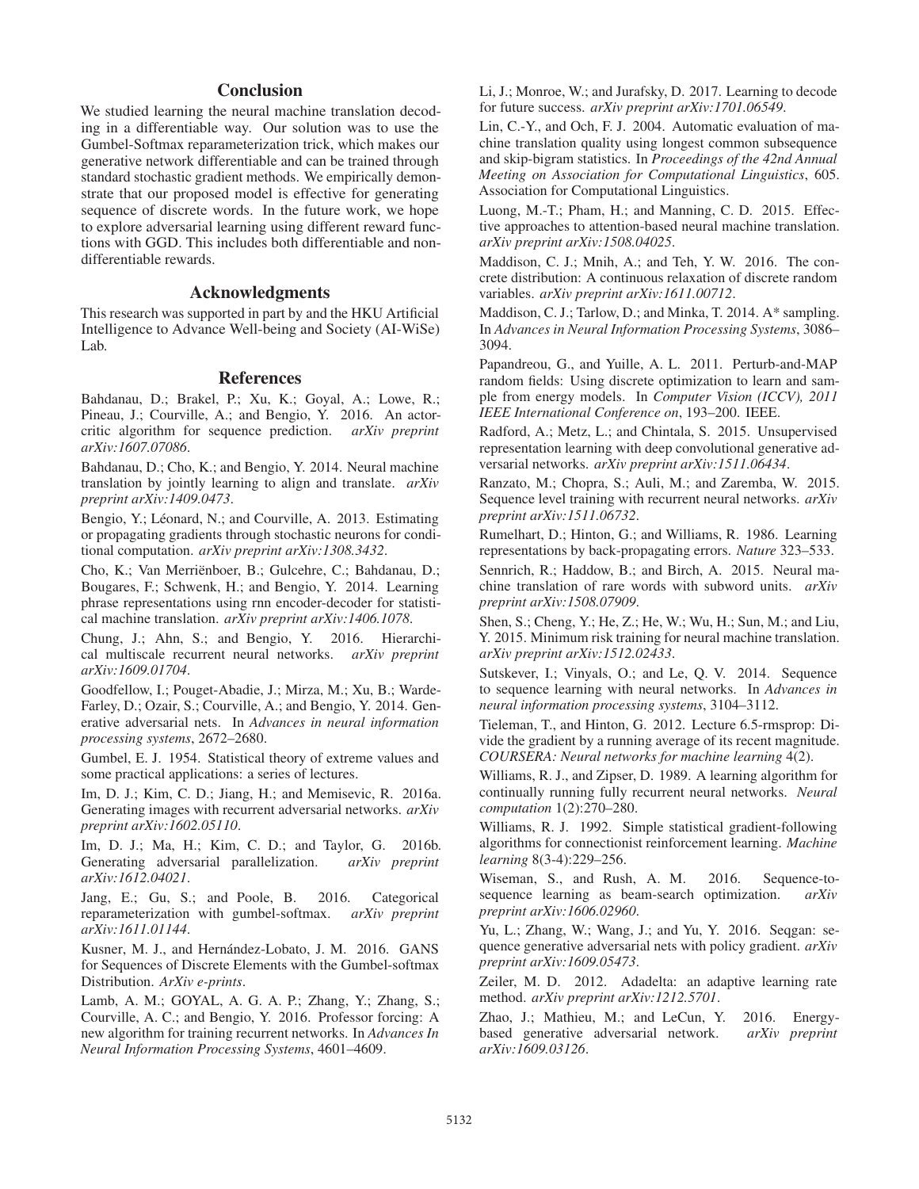## Conclusion

We studied learning the neural machine translation decoding in a differentiable way. Our solution was to use the Gumbel-Softmax reparameterization trick, which makes our generative network differentiable and can be trained through standard stochastic gradient methods. We empirically demonstrate that our proposed model is effective for generating sequence of discrete words. In the future work, we hope to explore adversarial learning using different reward functions with GGD. This includes both differentiable and non-differentiable rewards.

## Acknowledgments

This research was supported in part by and the HKU Artificial Intelligence to Advance Well-being and Society (AI-WiSe) Lab.

## References

Bahdanau, D.; Brakel, P.; Xu, K.; Goyal, A.; Lowe, R.; Pineau, J.; Courville, A.; and Bengio, Y. 2016. An actor-critic algorithm for sequence prediction. *arXiv preprint arXiv:1607.07086*.

Bahdanau, D.; Cho, K.; and Bengio, Y. 2014. Neural machine translation by jointly learning to align and translate. *arXiv preprint arXiv:1409.0473*.

Bengio, Y.; Léonard, N.; and Courville, A. 2013. Estimating or propagating gradients through stochastic neurons for conditional computation. *arXiv preprint arXiv:1308.3432*.

Cho, K.; Van Merriënboer, B.; Gulcehre, C.; Bahdanau, D.; Bougares, F.; Schwenk, H.; and Bengio, Y. 2014. Learning phrase representations using rnn encoder-decoder for statistical machine translation. *arXiv preprint arXiv:1406.1078*.

Chung, J.; Ahn, S.; and Bengio, Y. 2016. Hierarchical multiscale recurrent neural networks. *arXiv preprint arXiv:1609.01704*.

Goodfellow, I.; Pouget-Abadie, J.; Mirza, M.; Xu, B.; Warde-Farley, D.; Ozair, S.; Courville, A.; and Bengio, Y. 2014. Generative adversarial nets. In *Advances in neural information processing systems*, 2672–2680.

Gumbel, E. J. 1954. Statistical theory of extreme values and some practical applications: a series of lectures.

Im, D. J.; Kim, C. D.; Jiang, H.; and Memisevic, R. 2016a. Generating images with recurrent adversarial networks. *arXiv preprint arXiv:1602.05110*.

Im, D. J.; Ma, H.; Kim, C. D.; and Taylor, G. 2016b. Generating adversarial parallelization. *arXiv preprint arXiv:1612.04021*.

Jang, E.; Gu, S.; and Poole, B. 2016. Categorical reparameterization with gumbel-softmax. *arXiv preprint arXiv:1611.01144*.

Kusner, M. J., and Hernández-Lobato, J. M. 2016. GANS for Sequences of Discrete Elements with the Gumbel-softmax Distribution. *ArXiv e-prints*.

Lamb, A. M.; GOYAL, A. G. A. P.; Zhang, Y.; Zhang, S.; Courville, A. C.; and Bengio, Y. 2016. Professor forcing: A new algorithm for training recurrent networks. In *Advances In Neural Information Processing Systems*, 4601–4609.

Li, J.; Monroe, W.; and Jurafsky, D. 2017. Learning to decode for future success. *arXiv preprint arXiv:1701.06549*.

Lin, C.-Y., and Och, F. J. 2004. Automatic evaluation of machine translation quality using longest common subsequence and skip-bigram statistics. In *Proceedings of the 42nd Annual Meeting on Association for Computational Linguistics*, 605. Association for Computational Linguistics.

Luong, M.-T.; Pham, H.; and Manning, C. D. 2015. Effective approaches to attention-based neural machine translation. *arXiv preprint arXiv:1508.04025*.

Maddison, C. J.; Mnih, A.; and Teh, Y. W. 2016. The concrete distribution: A continuous relaxation of discrete random variables. *arXiv preprint arXiv:1611.00712*.

Maddison, C. J.; Tarlow, D.; and Minka, T. 2014. A* sampling. In *Advances in Neural Information Processing Systems*, 3086–3094.

Papandreou, G., and Yuille, A. L. 2011. Perturb-and-MAP random fields: Using discrete optimization to learn and sample from energy models. In *Computer Vision (ICCV), 2011 IEEE International Conference on*, 193–200. IEEE.

Radford, A.; Metz, L.; and Chintala, S. 2015. Unsupervised representation learning with deep convolutional generative adversarial networks. *arXiv preprint arXiv:1511.06434*.

Ranzato, M.; Chopra, S.; Auli, M.; and Zaremba, W. 2015. Sequence level training with recurrent neural networks. *arXiv preprint arXiv:1511.06732*.

Rumelhart, D.; Hinton, G.; and Williams, R. 1986. Learning representations by back-propagating errors. *Nature* 323–533.

Sennrich, R.; Haddow, B.; and Birch, A. 2015. Neural machine translation of rare words with subword units. *arXiv preprint arXiv:1508.07909*.

Shen, S.; Cheng, Y.; He, Z.; He, W.; Wu, H.; Sun, M.; and Liu, Y. 2015. Minimum risk training for neural machine translation. *arXiv preprint arXiv:1512.02433*.

Sutskever, I.; Vinyals, O.; and Le, Q. V. 2014. Sequence to sequence learning with neural networks. In *Advances in neural information processing systems*, 3104–3112.

Tieleman, T., and Hinton, G. 2012. Lecture 6.5-rmsprop: Divide the gradient by a running average of its recent magnitude. *COURSERA: Neural networks for machine learning* 4(2).

Williams, R. J., and Zipser, D. 1989. A learning algorithm for continually running fully recurrent neural networks. *Neural computation* 1(2):270–280.

Williams, R. J. 1992. Simple statistical gradient-following algorithms for connectionist reinforcement learning. *Machine learning* 8(3-4):229–256.

Wiseman, S., and Rush, A. M. 2016. Sequence-to-sequence learning as beam-search optimization. *arXiv preprint arXiv:1606.02960*.

Yu, L.; Zhang, W.; Wang, J.; and Yu, Y. 2016. Seqgan: sequence generative adversarial nets with policy gradient. *arXiv preprint arXiv:1609.05473*.

Zeiler, M. D. 2012. Adadelta: an adaptive learning rate method. *arXiv preprint arXiv:1212.5701*.

Zhao, J.; Mathieu, M.; and LeCun, Y. 2016. Energy-based generative adversarial network. *arXiv preprint arXiv:1609.03126*.